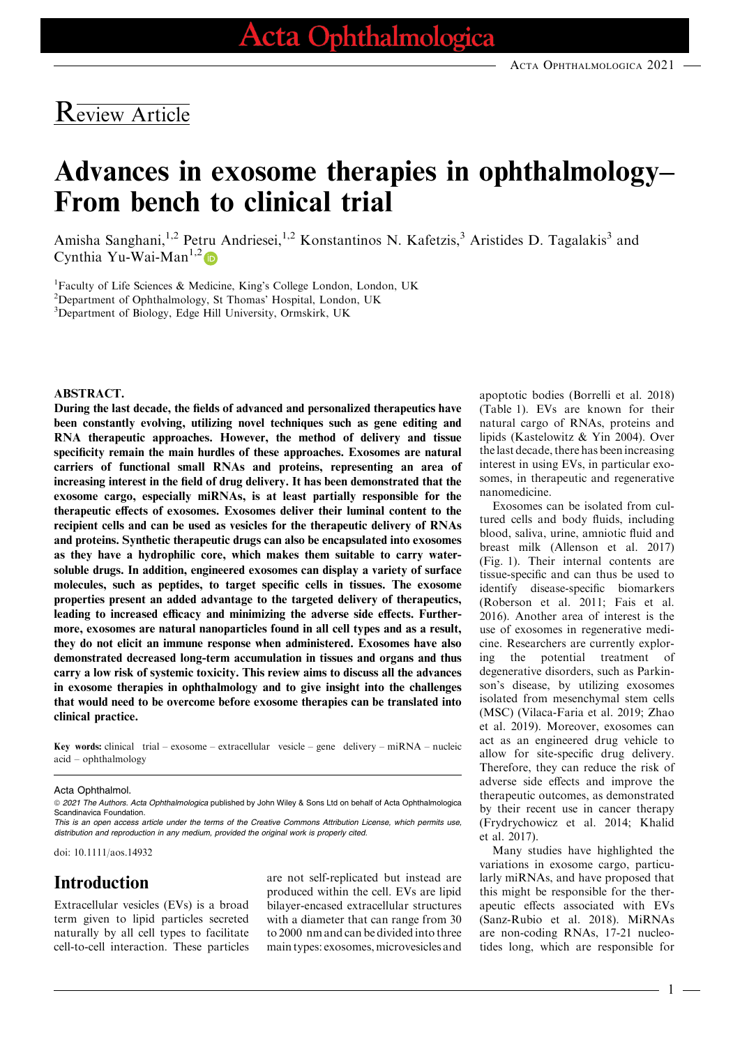Review Article

# Advances in exosome therapies in ophthalmology–From bench to clinical trial

Amisha Sanghani,[1,2] Petru Andriesei,[1,2] Konstantinos N. Kafetzis,[3] Aristides D. Tagalakis[3] and Cynthia Yu-Wai-Man[1,2]

[1]Faculty of Life Sciences & Medicine, King's College London, London, UK
[2]Department of Ophthalmology, St Thomas' Hospital, London, UK
[3]Department of Biology, Edge Hill University, Ormskirk, UK

**ABSTRACT.**
**During the last decade, the fields of advanced and personalized therapeutics have been constantly evolving, utilizing novel techniques such as gene editing and RNA therapeutic approaches. However, the method of delivery and tissue specificity remain the main hurdles of these approaches. Exosomes are natural carriers of functional small RNAs and proteins, representing an area of increasing interest in the field of drug delivery. It has been demonstrated that the exosome cargo, especially miRNAs, is at least partially responsible for the therapeutic effects of exosomes. Exosomes deliver their luminal content to the recipient cells and can be used as vesicles for the therapeutic delivery of RNAs and proteins. Synthetic therapeutic drugs can also be encapsulated into exosomes as they have a hydrophilic core, which makes them suitable to carry water-soluble drugs. In addition, engineered exosomes can display a variety of surface molecules, such as peptides, to target specific cells in tissues. The exosome properties present an added advantage to the targeted delivery of therapeutics, leading to increased efficacy and minimizing the adverse side effects. Furthermore, exosomes are natural nanoparticles found in all cell types and as a result, they do not elicit an immune response when administered. Exosomes have also demonstrated decreased long-term accumulation in tissues and organs and thus carry a low risk of systemic toxicity. This review aims to discuss all the advances in exosome therapies in ophthalmology and to give insight into the challenges that would need to be overcome before exosome therapies can be translated into clinical practice.**

**Key words:** clinical trial – exosome – extracellular vesicle – gene delivery – miRNA – nucleic acid – ophthalmology

Acta Ophthalmol.

© 2021 The Authors. *Acta Ophthalmologica* published by John Wiley & Sons Ltd on behalf of Acta Ophthalmologica Scandinavica Foundation.

*This is an open access article under the terms of the Creative Commons Attribution License, which permits use, distribution and reproduction in any medium, provided the original work is properly cited.*

doi: 10.1111/aos.14932

## Introduction

Extracellular vesicles (EVs) is a broad term given to lipid particles secreted naturally by all cell types to facilitate cell-to-cell interaction. These particles are not self-replicated but instead are produced within the cell. EVs are lipid bilayer-encased extracellular structures with a diameter that can range from 30 to 2000 nm and can be divided into three main types: exosomes, microvesicles and apoptotic bodies (Borrelli et al. 2018) (Table 1). EVs are known for their natural cargo of RNAs, proteins and lipids (Kastelowitz & Yin 2004). Over the last decade, there has been increasing interest in using EVs, in particular exosomes, in therapeutic and regenerative nanomedicine.

Exosomes can be isolated from cultured cells and body fluids, including blood, saliva, urine, amniotic fluid and breast milk (Allenson et al. 2017) (Fig. 1). Their internal contents are tissue-specific and can thus be used to identify disease-specific biomarkers (Roberson et al. 2011; Fais et al. 2016). Another area of interest is the use of exosomes in regenerative medicine. Researchers are currently exploring the potential treatment of degenerative disorders, such as Parkinson's disease, by utilizing exosomes isolated from mesenchymal stem cells (MSC) (Vilaca-Faria et al. 2019; Zhao et al. 2019). Moreover, exosomes can act as an engineered drug vehicle to allow for site-specific drug delivery. Therefore, they can reduce the risk of adverse side effects and improve the therapeutic outcomes, as demonstrated by their recent use in cancer therapy (Frydrychowicz et al. 2014; Khalid et al. 2017).

Many studies have highlighted the variations in exosome cargo, particularly miRNAs, and have proposed that this might be responsible for the therapeutic effects associated with EVs (Sanz-Rubio et al. 2018). MiRNAs are non-coding RNAs, 17-21 nucleotides long, which are responsible for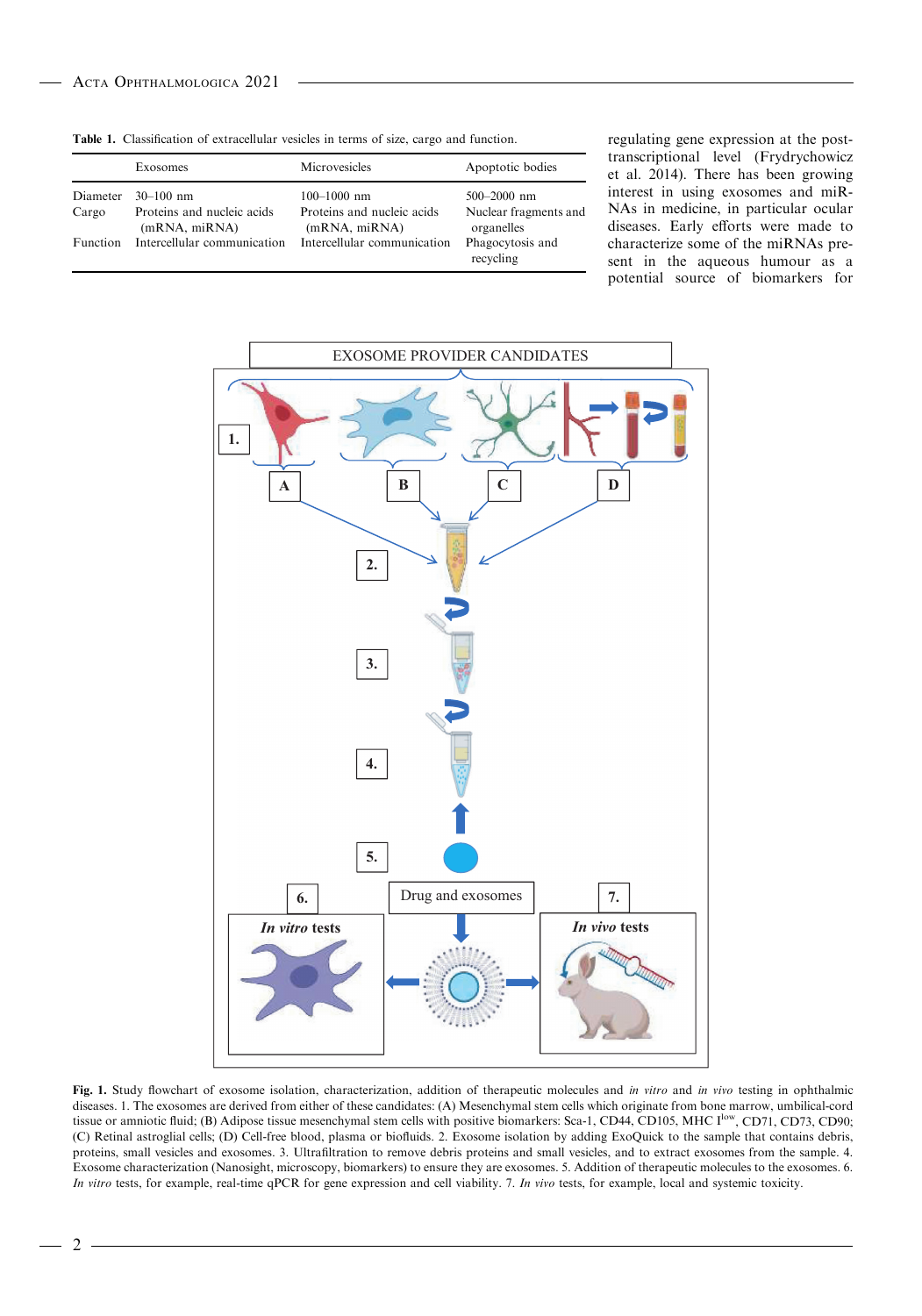**Table 1.** Classification of extracellular vesicles in terms of size, cargo and function.

| | Exosomes | Microvesicles | Apoptotic bodies |
|---|---|---|---|
| Diameter | 30–100 nm | 100–1000 nm | 500–2000 nm |
| Cargo | Proteins and nucleic acids (mRNA, miRNA) | Proteins and nucleic acids (mRNA, miRNA) | Nuclear fragments and organelles |
| Function | Intercellular communication | Intercellular communication | Phagocytosis and recycling |

regulating gene expression at the post-transcriptional level (Frydrychowicz et al. 2014). There has been growing interest in using exosomes and miRNAs in medicine, in particular ocular diseases. Early efforts were made to characterize some of the miRNAs present in the aqueous humour as a potential source of biomarkers for

**Fig. 1.** Study flowchart of exosome isolation, characterization, addition of therapeutic molecules and *in vitro* and *in vivo* testing in ophthalmic diseases. 1. The exosomes are derived from either of these candidates: (A) Mesenchymal stem cells which originate from bone marrow, umbilical-cord tissue or amniotic fluid; (B) Adipose tissue mesenchymal stem cells with positive biomarkers: Sca-1, CD44, CD105, MHC I$^{low}$, CD71, CD73, CD90; (C) Retinal astroglial cells; (D) Cell-free blood, plasma or biofluids. 2. Exosome isolation by adding ExoQuick to the sample that contains debris, proteins, small vesicles and exosomes. 3. Ultrafiltration to remove debris proteins and small vesicles, and to extract exosomes from the sample. 4. Exosome characterization (Nanosight, microscopy, biomarkers) to ensure they are exosomes. 5. Addition of therapeutic molecules to the exosomes. 6. *In vitro* tests, for example, real-time qPCR for gene expression and cell viability. 7. *In vivo* tests, for example, local and systemic toxicity.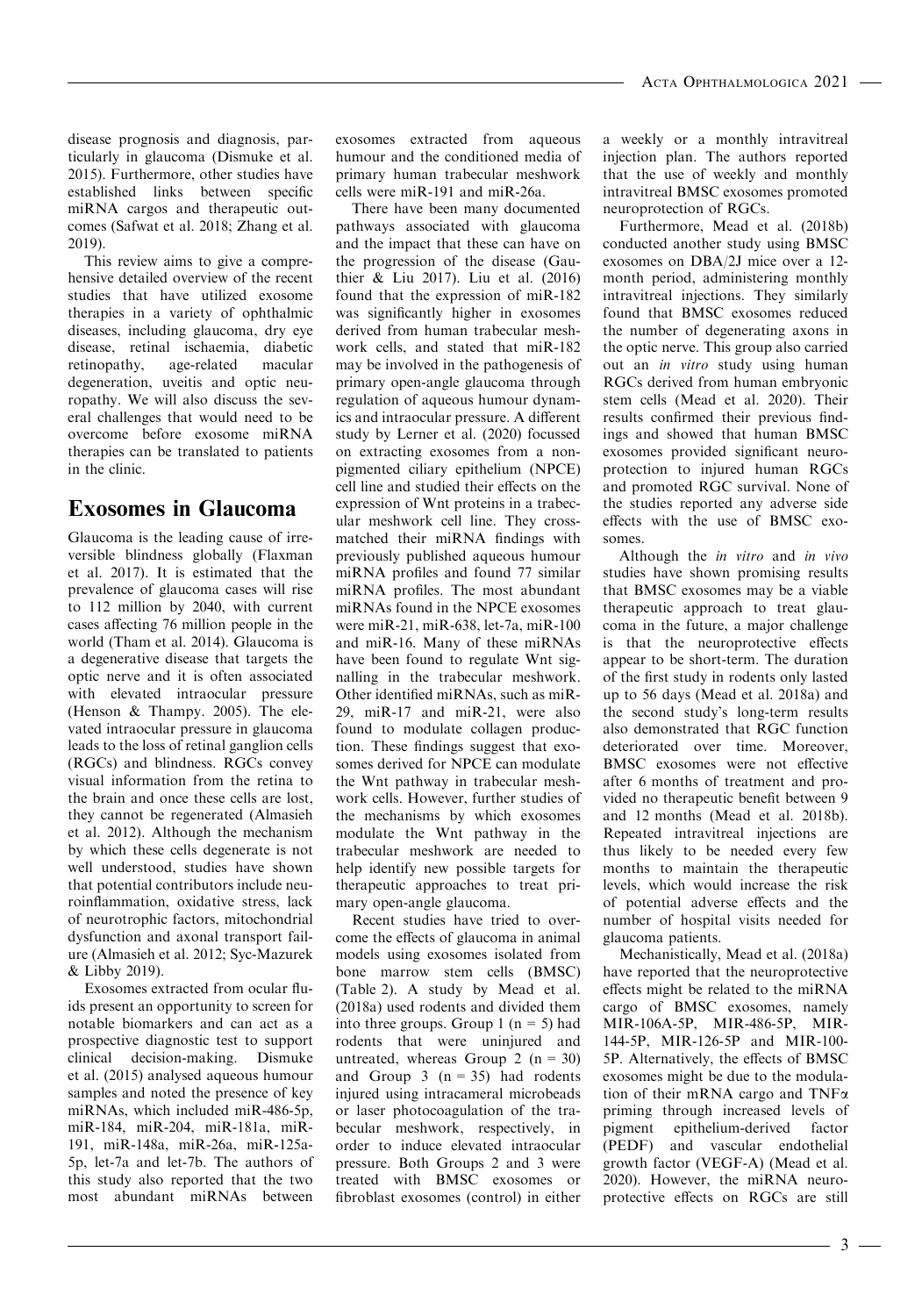disease prognosis and diagnosis, particularly in glaucoma (Dismuke et al. 2015). Furthermore, other studies have established links between specific miRNA cargos and therapeutic outcomes (Safwat et al. 2018; Zhang et al. 2019).

This review aims to give a comprehensive detailed overview of the recent studies that have utilized exosome therapies in a variety of ophthalmic diseases, including glaucoma, dry eye disease, retinal ischaemia, diabetic retinopathy, age-related macular degeneration, uveitis and optic neuropathy. We will also discuss the several challenges that would need to be overcome before exosome miRNA therapies can be translated to patients in the clinic.

## Exosomes in Glaucoma

Glaucoma is the leading cause of irreversible blindness globally (Flaxman et al. 2017). It is estimated that the prevalence of glaucoma cases will rise to 112 million by 2040, with current cases affecting 76 million people in the world (Tham et al. 2014). Glaucoma is a degenerative disease that targets the optic nerve and it is often associated with elevated intraocular pressure (Henson & Thampy. 2005). The elevated intraocular pressure in glaucoma leads to the loss of retinal ganglion cells (RGCs) and blindness. RGCs convey visual information from the retina to the brain and once these cells are lost, they cannot be regenerated (Almasieh et al. 2012). Although the mechanism by which these cells degenerate is not well understood, studies have shown that potential contributors include neuroinflammation, oxidative stress, lack of neurotrophic factors, mitochondrial dysfunction and axonal transport failure (Almasieh et al. 2012; Syc-Mazurek & Libby 2019).

Exosomes extracted from ocular fluids present an opportunity to screen for notable biomarkers and can act as a prospective diagnostic test to support clinical decision-making. Dismuke et al. (2015) analysed aqueous humour samples and noted the presence of key miRNAs, which included miR-486-5p, miR-184, miR-204, miR-181a, miR-191, miR-148a, miR-26a, miR-125a-5p, let-7a and let-7b. The authors of this study also reported that the two most abundant miRNAs between exosomes extracted from aqueous humour and the conditioned media of primary human trabecular meshwork cells were miR-191 and miR-26a.

There have been many documented pathways associated with glaucoma and the impact that these can have on the progression of the disease (Gauthier & Liu 2017). Liu et al. (2016) found that the expression of miR-182 was significantly higher in exosomes derived from human trabecular meshwork cells, and stated that miR-182 may be involved in the pathogenesis of primary open-angle glaucoma through regulation of aqueous humour dynamics and intraocular pressure. A different study by Lerner et al. (2020) focussed on extracting exosomes from a non-pigmented ciliary epithelium (NPCE) cell line and studied their effects on the expression of Wnt proteins in a trabecular meshwork cell line. They cross-matched their miRNA findings with previously published aqueous humour miRNA profiles and found 77 similar miRNA profiles. The most abundant miRNAs found in the NPCE exosomes were miR-21, miR-638, let-7a, miR-100 and miR-16. Many of these miRNAs have been found to regulate Wnt signalling in the trabecular meshwork. Other identified miRNAs, such as miR-29, miR-17 and miR-21, were also found to modulate collagen production. These findings suggest that exosomes derived for NPCE can modulate the Wnt pathway in trabecular meshwork cells. However, further studies of the mechanisms by which exosomes modulate the Wnt pathway in the trabecular meshwork are needed to help identify new possible targets for therapeutic approaches to treat primary open-angle glaucoma.

Recent studies have tried to overcome the effects of glaucoma in animal models using exosomes isolated from bone marrow stem cells (BMSC) (Table 2). A study by Mead et al. (2018a) used rodents and divided them into three groups. Group 1 ($n = 5$) had rodents that were uninjured and untreated, whereas Group 2 ($n = 30$) and Group 3 ($n = 35$) had rodents injured using intracameral microbeads or laser photocoagulation of the trabecular meshwork, respectively, in order to induce elevated intraocular pressure. Both Groups 2 and 3 were treated with BMSC exosomes or fibroblast exosomes (control) in either a weekly or a monthly intravitreal injection plan. The authors reported that the use of weekly and monthly intravitreal BMSC exosomes promoted neuroprotection of RGCs.

Furthermore, Mead et al. (2018b) conducted another study using BMSC exosomes on DBA/2J mice over a 12-month period, administering monthly intravitreal injections. They similarly found that BMSC exosomes reduced the number of degenerating axons in the optic nerve. This group also carried out an *in vitro* study using human RGCs derived from human embryonic stem cells (Mead et al. 2020). Their results confirmed their previous findings and showed that human BMSC exosomes provided significant neuroprotection to injured human RGCs and promoted RGC survival. None of the studies reported any adverse side effects with the use of BMSC exosomes.

Although the *in vitro* and *in vivo* studies have shown promising results that BMSC exosomes may be a viable therapeutic approach to treat glaucoma in the future, a major challenge is that the neuroprotective effects appear to be short-term. The duration of the first study in rodents only lasted up to 56 days (Mead et al. 2018a) and the second study's long-term results also demonstrated that RGC function deteriorated over time. Moreover, BMSC exosomes were not effective after 6 months of treatment and provided no therapeutic benefit between 9 and 12 months (Mead et al. 2018b). Repeated intravitreal injections are thus likely to be needed every few months to maintain the therapeutic levels, which would increase the risk of potential adverse effects and the number of hospital visits needed for glaucoma patients.

Mechanistically, Mead et al. (2018a) have reported that the neuroprotective effects might be related to the miRNA cargo of BMSC exosomes, namely MIR-106A-5P, MIR-486-5P, MIR-144-5P, MIR-126-5P and MIR-100-5P. Alternatively, the effects of BMSC exosomes might be due to the modulation of their mRNA cargo and TNF$\alpha$ priming through increased levels of pigment epithelium-derived factor (PEDF) and vascular endothelial growth factor (VEGF-A) (Mead et al. 2020). However, the miRNA neuroprotective effects on RGCs are still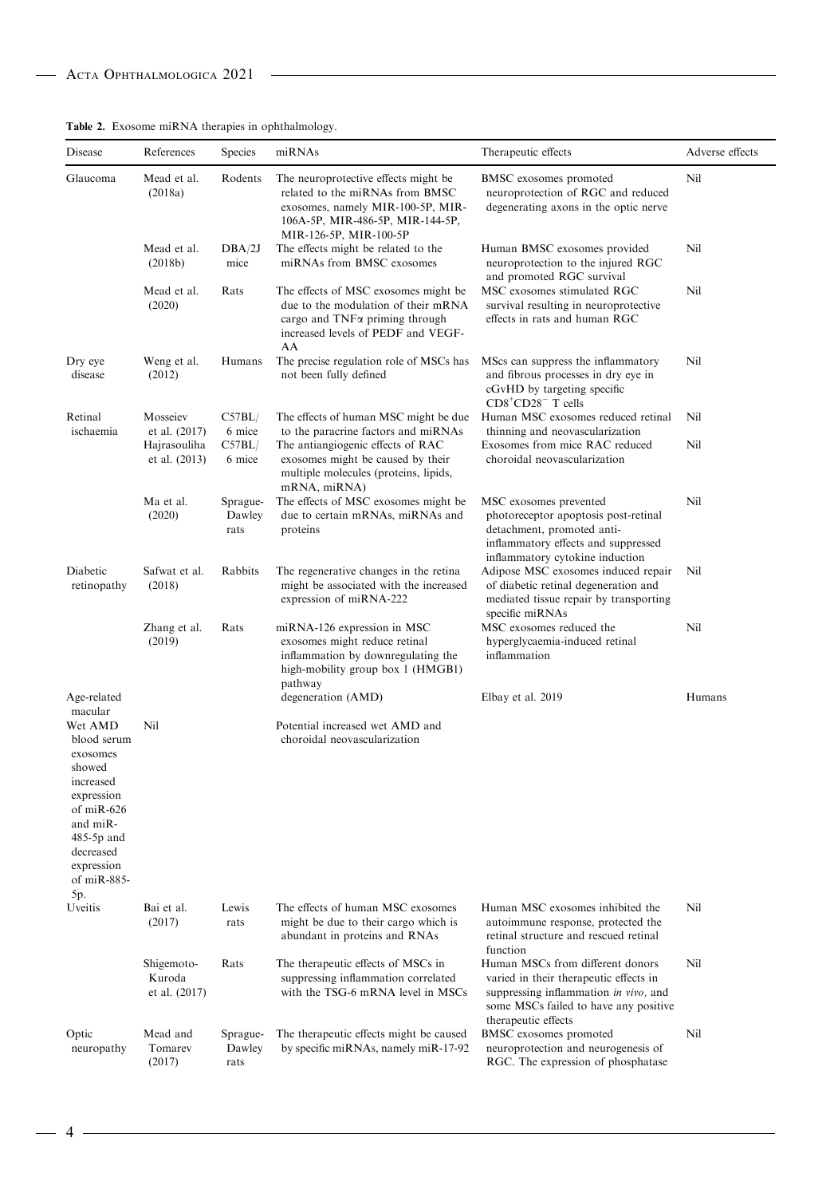**Table 2.** Exosome miRNA therapies in ophthalmology.

| Disease | References | Species | miRNAs | Therapeutic effects | Adverse effects |
|---|---|---|---|---|---|
| Glaucoma | Mead et al. (2018a) | Rodents | The neuroprotective effects might be related to the miRNAs from BMSC exosomes, namely MIR-100-5P, MIR-106A-5P, MIR-486-5P, MIR-144-5P, MIR-126-5P, MIR-100-5P | BMSC exosomes promoted neuroprotection of RGC and reduced degenerating axons in the optic nerve | Nil |
| | Mead et al. (2018b) | DBA/2J mice | The effects might be related to the miRNAs from BMSC exosomes | Human BMSC exosomes provided neuroprotection to the injured RGC and promoted RGC survival | Nil |
| | Mead et al. (2020) | Rats | The effects of MSC exosomes might be due to the modulation of their mRNA cargo and TNFα priming through increased levels of PEDF and VEGF-AA | MSC exosomes stimulated RGC survival resulting in neuroprotective effects in rats and human RGC | Nil |
| Dry eye disease | Weng et al. (2012) | Humans | The precise regulation role of MSCs has not been fully defined | MScs can suppress the inflammatory and fibrous processes in dry eye in cGvHD by targeting specific $CD8^{+}CD28^{-}$ T cells | Nil |
| Retinal ischaemia | Mosseiev et al. (2017) | C57BL/6 mice | The effects of human MSC might be due to the paracrine factors and miRNAs | Human MSC exosomes reduced retinal thinning and neovascularization | Nil |
| | Hajrasouliha et al. (2013) | C57BL/6 mice | The antiangiogenic effects of RAC exosomes might be caused by their multiple molecules (proteins, lipids, mRNA, miRNA) | Exosomes from mice RAC reduced choroidal neovascularization | Nil |
| | Ma et al. (2020) | Sprague-Dawley rats | The effects of MSC exosomes might be due to certain mRNAs, miRNAs and proteins | MSC exosomes prevented photoreceptor apoptosis post-retinal detachment, promoted anti-inflammatory effects and suppressed inflammatory cytokine induction | Nil |
| Diabetic retinopathy | Safwat et al. (2018) | Rabbits | The regenerative changes in the retina might be associated with the increased expression of miRNA-222 | Adipose MSC exosomes induced repair of diabetic retinal degeneration and mediated tissue repair by transporting specific miRNAs | Nil |
| | Zhang et al. (2019) | Rats | miRNA-126 expression in MSC exosomes might reduce retinal inflammation by downregulating the high-mobility group box 1 (HMGB1) pathway | MSC exosomes reduced the hyperglycaemia-induced retinal inflammation | Nil |
| Age-related macular | | | degeneration (AMD) | Elbay et al. 2019 | Humans |
| Wet AMD blood serum exosomes showed increased expression of miR-626 and miR-485-5p and decreased expression of miR-885-5p. | Nil | | Potential increased wet AMD and choroidal neovascularization | | |
| Uveitis | Bai et al. (2017) | Lewis rats | The effects of human MSC exosomes might be due to their cargo which is abundant in proteins and RNAs | Human MSC exosomes inhibited the autoimmune response, protected the retinal structure and rescued retinal function | Nil |
| | Shigemoto-Kuroda et al. (2017) | Rats | The therapeutic effects of MSCs in suppressing inflammation correlated with the TSG-6 mRNA level in MSCs | Human MSCs from different donors varied in their therapeutic effects in suppressing inflammation *in vivo*, and some MSCs failed to have any positive therapeutic effects | Nil |
| Optic neuropathy | Mead and Tomarev (2017) | Sprague-Dawley rats | The therapeutic effects might be caused by specific miRNAs, namely miR-17-92 | BMSC exosomes promoted neuroprotection and neurogenesis of RGC. The expression of phosphatase | Nil |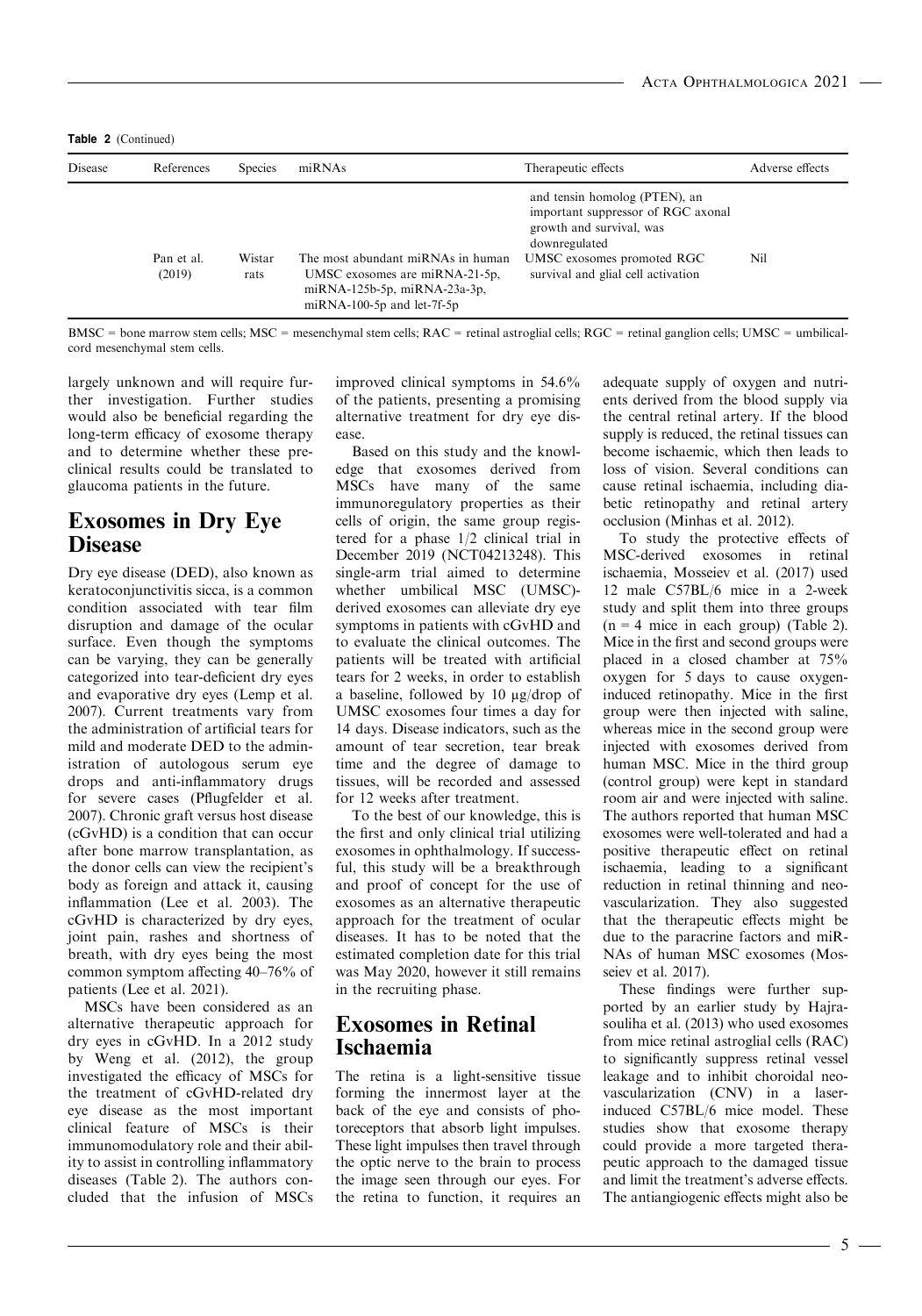**Table 2** (Continued)

| Disease | References | Species | miRNAs | Therapeutic effects | Adverse effects |
|---|---|---|---|---|---|
| | | | | and tensin homolog (PTEN), an important suppressor of RGC axonal growth and survival, was downregulated | |
| | Pan et al. (2019) | Wistar rats | The most abundant miRNAs in human UMSC exosomes are miRNA-21-5p, miRNA-125b-5p, miRNA-23a-3p, miRNA-100-5p and let-7f-5p | UMSC exosomes promoted RGC survival and glial cell activation | Nil |

BMSC = bone marrow stem cells; MSC = mesenchymal stem cells; RAC = retinal astroglial cells; RGC = retinal ganglion cells; UMSC = umbilical-cord mesenchymal stem cells.

largely unknown and will require further investigation. Further studies would also be beneficial regarding the long-term efficacy of exosome therapy and to determine whether these preclinical results could be translated to glaucoma patients in the future.

## Exosomes in Dry Eye Disease

Dry eye disease (DED), also known as keratoconjunctivitis sicca, is a common condition associated with tear film disruption and damage of the ocular surface. Even though the symptoms can be varying, they can be generally categorized into tear-deficient dry eyes and evaporative dry eyes (Lemp et al. 2007). Current treatments vary from the administration of artificial tears for mild and moderate DED to the administration of autologous serum eye drops and anti-inflammatory drugs for severe cases (Pflugfelder et al. 2007). Chronic graft versus host disease (cGvHD) is a condition that can occur after bone marrow transplantation, as the donor cells can view the recipient's body as foreign and attack it, causing inflammation (Lee et al. 2003). The cGvHD is characterized by dry eyes, joint pain, rashes and shortness of breath, with dry eyes being the most common symptom affecting 40–76% of patients (Lee et al. 2021).

MSCs have been considered as an alternative therapeutic approach for dry eyes in cGvHD. In a 2012 study by Weng et al. (2012), the group investigated the efficacy of MSCs for the treatment of cGvHD-related dry eye disease as the most important clinical feature of MSCs is their immunomodulatory role and their ability to assist in controlling inflammatory diseases (Table 2). The authors concluded that the infusion of MSCs improved clinical symptoms in 54.6% of the patients, presenting a promising alternative treatment for dry eye disease.

Based on this study and the knowledge that exosomes derived from MSCs have many of the same immunoregulatory properties as their cells of origin, the same group registered for a phase 1/2 clinical trial in December 2019 (NCT04213248). This single-arm trial aimed to determine whether umbilical MSC (UMSC)-derived exosomes can alleviate dry eye symptoms in patients with cGvHD and to evaluate the clinical outcomes. The patients will be treated with artificial tears for 2 weeks, in order to establish a baseline, followed by 10 μg/drop of UMSC exosomes four times a day for 14 days. Disease indicators, such as the amount of tear secretion, tear break time and the degree of damage to tissues, will be recorded and assessed for 12 weeks after treatment.

To the best of our knowledge, this is the first and only clinical trial utilizing exosomes in ophthalmology. If successful, this study will be a breakthrough and proof of concept for the use of exosomes as an alternative therapeutic approach for the treatment of ocular diseases. It has to be noted that the estimated completion date for this trial was May 2020, however it still remains in the recruiting phase.

## Exosomes in Retinal Ischaemia

The retina is a light-sensitive tissue forming the innermost layer at the back of the eye and consists of photoreceptors that absorb light impulses. These light impulses then travel through the optic nerve to the brain to process the image seen through our eyes. For the retina to function, it requires an adequate supply of oxygen and nutrients derived from the blood supply via the central retinal artery. If the blood supply is reduced, the retinal tissues can become ischaemic, which then leads to loss of vision. Several conditions can cause retinal ischaemia, including diabetic retinopathy and retinal artery occlusion (Minhas et al. 2012).

To study the protective effects of MSC-derived exosomes in retinal ischaemia, Mosseiev et al. (2017) used 12 male C57BL/6 mice in a 2-week study and split them into three groups (n = 4 mice in each group) (Table 2). Mice in the first and second groups were placed in a closed chamber at 75% oxygen for 5 days to cause oxygen-induced retinopathy. Mice in the first group were then injected with saline, whereas mice in the second group were injected with exosomes derived from human MSC. Mice in the third group (control group) were kept in standard room air and were injected with saline. The authors reported that human MSC exosomes were well-tolerated and had a positive therapeutic effect on retinal ischaemia, leading to a significant reduction in retinal thinning and neovascularization. They also suggested that the therapeutic effects might be due to the paracrine factors and miRNAs of human MSC exosomes (Mosseiev et al. 2017).

These findings were further supported by an earlier study by Hajrasouliha et al. (2013) who used exosomes from mice retinal astroglial cells (RAC) to significantly suppress retinal vessel leakage and to inhibit choroidal neovascularization (CNV) in a laser-induced C57BL/6 mice model. These studies show that exosome therapy could provide a more targeted therapeutic approach to the damaged tissue and limit the treatment's adverse effects. The antiangiogenic effects might also be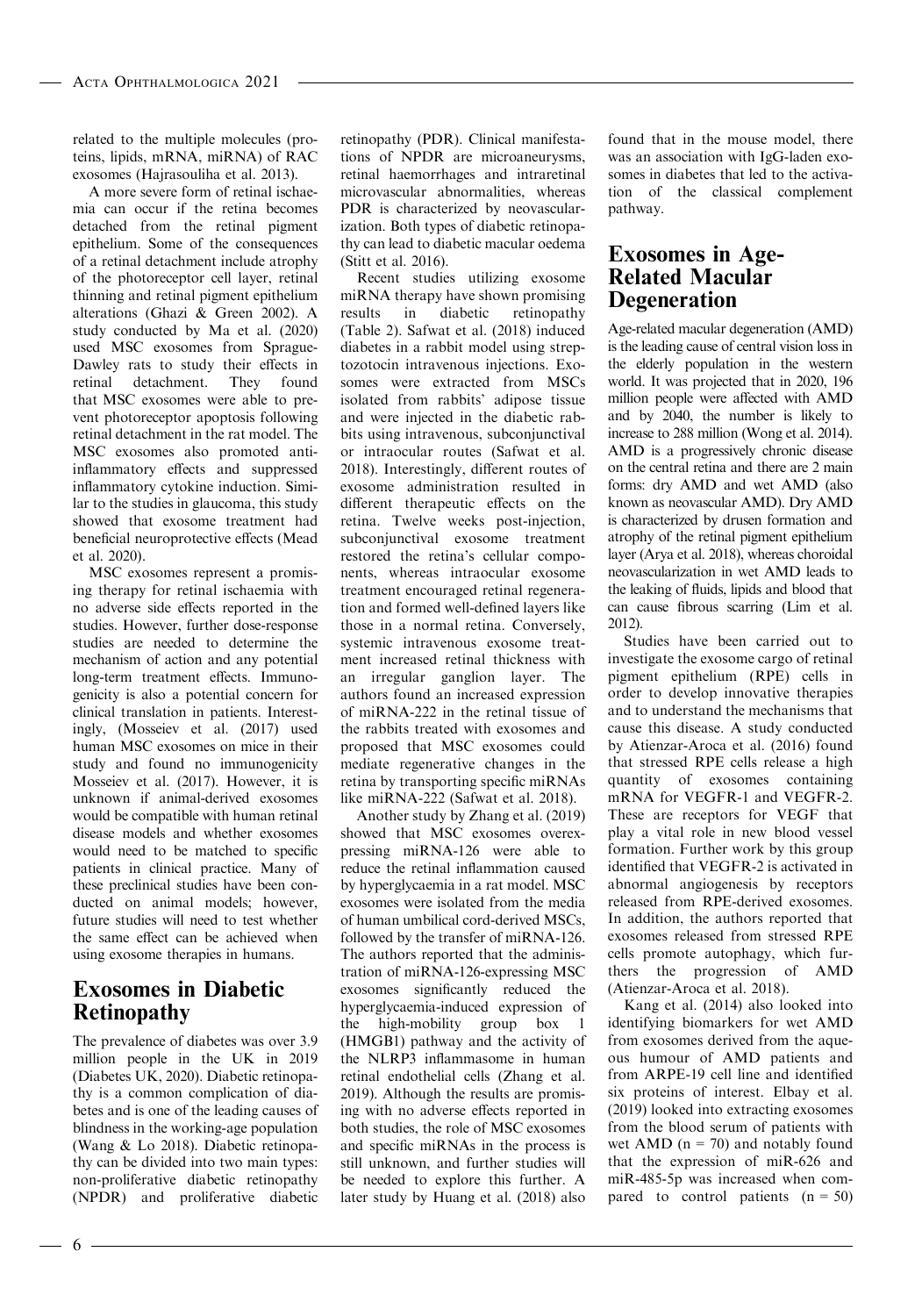related to the multiple molecules (proteins, lipids, mRNA, miRNA) of RAC exosomes (Hajrasouliha et al. 2013).

A more severe form of retinal ischaemia can occur if the retina becomes detached from the retinal pigment epithelium. Some of the consequences of a retinal detachment include atrophy of the photoreceptor cell layer, retinal thinning and retinal pigment epithelium alterations (Ghazi & Green 2002). A study conducted by Ma et al. (2020) used MSC exosomes from Sprague-Dawley rats to study their effects in retinal detachment. They found that MSC exosomes were able to prevent photoreceptor apoptosis following retinal detachment in the rat model. The MSC exosomes also promoted anti-inflammatory effects and suppressed inflammatory cytokine induction. Similar to the studies in glaucoma, this study showed that exosome treatment had beneficial neuroprotective effects (Mead et al. 2020).

MSC exosomes represent a promising therapy for retinal ischaemia with no adverse side effects reported in the studies. However, further dose-response studies are needed to determine the mechanism of action and any potential long-term treatment effects. Immunogenicity is also a potential concern for clinical translation in patients. Interestingly, (Mosseiev et al. (2017) used human MSC exosomes on mice in their study and found no immunogenicity Mosseiev et al. (2017). However, it is unknown if animal-derived exosomes would be compatible with human retinal disease models and whether exosomes would need to be matched to specific patients in clinical practice. Many of these preclinical studies have been conducted on animal models; however, future studies will need to test whether the same effect can be achieved when using exosome therapies in humans.

## Exosomes in Diabetic Retinopathy

The prevalence of diabetes was over 3.9 million people in the UK in 2019 (Diabetes UK, 2020). Diabetic retinopathy is a common complication of diabetes and is one of the leading causes of blindness in the working-age population (Wang & Lo 2018). Diabetic retinopathy can be divided into two main types: non-proliferative diabetic retinopathy (NPDR) and proliferative diabetic retinopathy (PDR). Clinical manifestations of NPDR are microaneurysms, retinal haemorrhages and intraretinal microvascular abnormalities, whereas PDR is characterized by neovascularization. Both types of diabetic retinopathy can lead to diabetic macular oedema (Stitt et al. 2016).

Recent studies utilizing exosome miRNA therapy have shown promising results in diabetic retinopathy (Table 2). Safwat et al. (2018) induced diabetes in a rabbit model using streptozotocin intravenous injections. Exosomes were extracted from MSCs isolated from rabbits' adipose tissue and were injected in the diabetic rabbits using intravenous, subconjunctival or intraocular routes (Safwat et al. 2018). Interestingly, different routes of exosome administration resulted in different therapeutic effects on the retina. Twelve weeks post-injection, subconjunctival exosome treatment restored the retina's cellular components, whereas intraocular exosome treatment encouraged retinal regeneration and formed well-defined layers like those in a normal retina. Conversely, systemic intravenous exosome treatment increased retinal thickness with an irregular ganglion layer. The authors found an increased expression of miRNA-222 in the retinal tissue of the rabbits treated with exosomes and proposed that MSC exosomes could mediate regenerative changes in the retina by transporting specific miRNAs like miRNA-222 (Safwat et al. 2018).

Another study by Zhang et al. (2019) showed that MSC exosomes overexpressing miRNA-126 were able to reduce the retinal inflammation caused by hyperglycaemia in a rat model. MSC exosomes were isolated from the media of human umbilical cord-derived MSCs, followed by the transfer of miRNA-126. The authors reported that the administration of miRNA-126-expressing MSC exosomes significantly reduced the hyperglycaemia-induced expression of the high-mobility group box 1 (HMGB1) pathway and the activity of the NLRP3 inflammasome in human retinal endothelial cells (Zhang et al. 2019). Although the results are promising with no adverse effects reported in both studies, the role of MSC exosomes and specific miRNAs in the process is still unknown, and further studies will be needed to explore this further. A later study by Huang et al. (2018) also found that in the mouse model, there was an association with IgG-laden exosomes in diabetes that led to the activation of the classical complement pathway.

## Exosomes in Age-Related Macular Degeneration

Age-related macular degeneration (AMD) is the leading cause of central vision loss in the elderly population in the western world. It was projected that in 2020, 196 million people were affected with AMD and by 2040, the number is likely to increase to 288 million (Wong et al. 2014). AMD is a progressively chronic disease on the central retina and there are 2 main forms: dry AMD and wet AMD (also known as neovascular AMD). Dry AMD is characterized by drusen formation and atrophy of the retinal pigment epithelium layer (Arya et al. 2018), whereas choroidal neovascularization in wet AMD leads to the leaking of fluids, lipids and blood that can cause fibrous scarring (Lim et al. 2012).

Studies have been carried out to investigate the exosome cargo of retinal pigment epithelium (RPE) cells in order to develop innovative therapies and to understand the mechanisms that cause this disease. A study conducted by Atienzar-Aroca et al. (2016) found that stressed RPE cells release a high quantity of exosomes containing mRNA for VEGFR-1 and VEGFR-2. These are receptors for VEGF that play a vital role in new blood vessel formation. Further work by this group identified that VEGFR-2 is activated in abnormal angiogenesis by receptors released from RPE-derived exosomes. In addition, the authors reported that exosomes released from stressed RPE cells promote autophagy, which furthers the progression of AMD (Atienzar-Aroca et al. 2018).

Kang et al. (2014) also looked into identifying biomarkers for wet AMD from exosomes derived from the aqueous humour of AMD patients and from ARPE-19 cell line and identified six proteins of interest. Elbay et al. (2019) looked into extracting exosomes from the blood serum of patients with wet AMD ($n = 70$) and notably found that the expression of miR-626 and miR-485-5p was increased when compared to control patients ($n = 50$)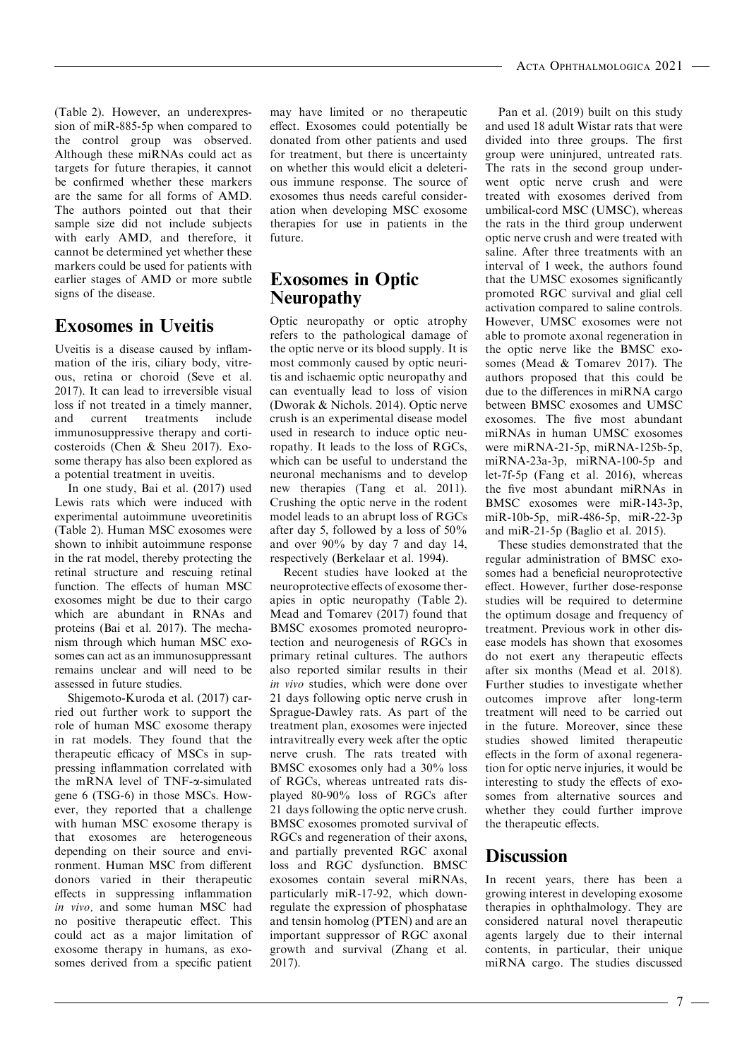(Table 2). However, an underexpression of miR-885-5p when compared to the control group was observed. Although these miRNAs could act as targets for future therapies, it cannot be confirmed whether these markers are the same for all forms of AMD. The authors pointed out that their sample size did not include subjects with early AMD, and therefore, it cannot be determined yet whether these markers could be used for patients with earlier stages of AMD or more subtle signs of the disease.

## Exosomes in Uveitis

Uveitis is a disease caused by inflammation of the iris, ciliary body, vitreous, retina or choroid (Seve et al. 2017). It can lead to irreversible visual loss if not treated in a timely manner, and current treatments include immunosuppressive therapy and corticosteroids (Chen & Sheu 2017). Exosome therapy has also been explored as a potential treatment in uveitis.

In one study, Bai et al. (2017) used Lewis rats which were induced with experimental autoimmune uveoretinitis (Table 2). Human MSC exosomes were shown to inhibit autoimmune response in the rat model, thereby protecting the retinal structure and rescuing retinal function. The effects of human MSC exosomes might be due to their cargo which are abundant in RNAs and proteins (Bai et al. 2017). The mechanism through which human MSC exosomes can act as an immunosuppressant remains unclear and will need to be assessed in future studies.

Shigemoto-Kuroda et al. (2017) carried out further work to support the role of human MSC exosome therapy in rat models. They found that the therapeutic efficacy of MSCs in suppressing inflammation correlated with the mRNA level of TNF-α-simulated gene 6 (TSG-6) in those MSCs. However, they reported that a challenge with human MSC exosome therapy is that exosomes are heterogeneous depending on their source and environment. Human MSC from different donors varied in their therapeutic effects in suppressing inflammation *in vivo*, and some human MSC had no positive therapeutic effect. This could act as a major limitation of exosome therapy in humans, as exosomes derived from a specific patient may have limited or no therapeutic effect. Exosomes could potentially be donated from other patients and used for treatment, but there is uncertainty on whether this would elicit a deleterious immune response. The source of exosomes thus needs careful consideration when developing MSC exosome therapies for use in patients in the future.

## Exosomes in Optic Neuropathy

Optic neuropathy or optic atrophy refers to the pathological damage of the optic nerve or its blood supply. It is most commonly caused by optic neuritis and ischaemic optic neuropathy and can eventually lead to loss of vision (Dworak & Nichols. 2014). Optic nerve crush is an experimental disease model used in research to induce optic neuropathy. It leads to the loss of RGCs, which can be useful to understand the neuronal mechanisms and to develop new therapies (Tang et al. 2011). Crushing the optic nerve in the rodent model leads to an abrupt loss of RGCs after day 5, followed by a loss of 50% and over 90% by day 7 and day 14, respectively (Berkelaar et al. 1994).

Recent studies have looked at the neuroprotective effects of exosome therapies in optic neuropathy (Table 2). Mead and Tomarev (2017) found that BMSC exosomes promoted neuroprotection and neurogenesis of RGCs in primary retinal cultures. The authors also reported similar results in their *in vivo* studies, which were done over 21 days following optic nerve crush in Sprague-Dawley rats. As part of the treatment plan, exosomes were injected intravitreally every week after the optic nerve crush. The rats treated with BMSC exosomes only had a 30% loss of RGCs, whereas untreated rats displayed 80-90% loss of RGCs after 21 days following the optic nerve crush. BMSC exosomes promoted survival of RGCs and regeneration of their axons, and partially prevented RGC axonal loss and RGC dysfunction. BMSC exosomes contain several miRNAs, particularly miR-17-92, which downregulate the expression of phosphatase and tensin homolog (PTEN) and are an important suppressor of RGC axonal growth and survival (Zhang et al. 2017).

Pan et al. (2019) built on this study and used 18 adult Wistar rats that were divided into three groups. The first group were uninjured, untreated rats. The rats in the second group underwent optic nerve crush and were treated with exosomes derived from umbilical-cord MSC (UMSC), whereas the rats in the third group underwent optic nerve crush and were treated with saline. After three treatments with an interval of 1 week, the authors found that the UMSC exosomes significantly promoted RGC survival and glial cell activation compared to saline controls. However, UMSC exosomes were not able to promote axonal regeneration in the optic nerve like the BMSC exosomes (Mead & Tomarev 2017). The authors proposed that this could be due to the differences in miRNA cargo between BMSC exosomes and UMSC exosomes. The five most abundant miRNAs in human UMSC exosomes were miRNA-21-5p, miRNA-125b-5p, miRNA-23a-3p, miRNA-100-5p and let-7f-5p (Fang et al. 2016), whereas the five most abundant miRNAs in BMSC exosomes were miR-143-3p, miR-10b-5p, miR-486-5p, miR-22-3p and miR-21-5p (Baglio et al. 2015).

These studies demonstrated that the regular administration of BMSC exosomes had a beneficial neuroprotective effect. However, further dose-response studies will be required to determine the optimum dosage and frequency of treatment. Previous work in other disease models has shown that exosomes do not exert any therapeutic effects after six months (Mead et al. 2018). Further studies to investigate whether outcomes improve after long-term treatment will need to be carried out in the future. Moreover, since these studies showed limited therapeutic effects in the form of axonal regeneration for optic nerve injuries, it would be interesting to study the effects of exosomes from alternative sources and whether they could further improve the therapeutic effects.

## Discussion

In recent years, there has been a growing interest in developing exosome therapies in ophthalmology. They are considered natural novel therapeutic agents largely due to their internal contents, in particular, their unique miRNA cargo. The studies discussed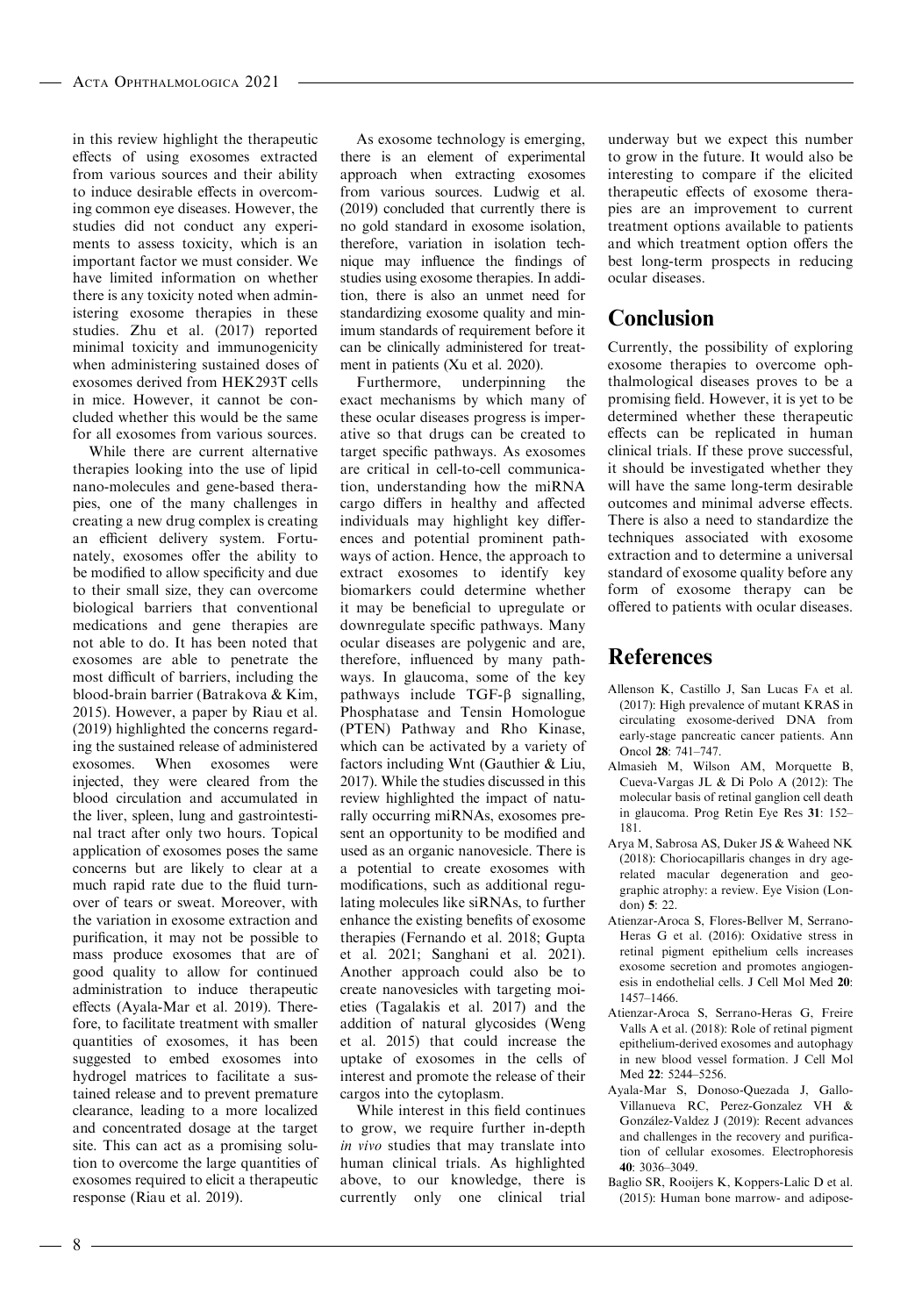in this review highlight the therapeutic effects of using exosomes extracted from various sources and their ability to induce desirable effects in overcoming common eye diseases. However, the studies did not conduct any experiments to assess toxicity, which is an important factor we must consider. We have limited information on whether there is any toxicity noted when administering exosome therapies in these studies. Zhu et al. (2017) reported minimal toxicity and immunogenicity when administering sustained doses of exosomes derived from HEK293T cells in mice. However, it cannot be concluded whether this would be the same for all exosomes from various sources.

While there are current alternative therapies looking into the use of lipid nano-molecules and gene-based therapies, one of the many challenges in creating a new drug complex is creating an efficient delivery system. Fortunately, exosomes offer the ability to be modified to allow specificity and due to their small size, they can overcome biological barriers that conventional medications and gene therapies are not able to do. It has been noted that exosomes are able to penetrate the most difficult of barriers, including the blood-brain barrier (Batrakova & Kim, 2015). However, a paper by Riau et al. (2019) highlighted the concerns regarding the sustained release of administered exosomes. When exosomes were injected, they were cleared from the blood circulation and accumulated in the liver, spleen, lung and gastrointestinal tract after only two hours. Topical application of exosomes poses the same concerns but are likely to clear at a much rapid rate due to the fluid turnover of tears or sweat. Moreover, with the variation in exosome extraction and purification, it may not be possible to mass produce exosomes that are of good quality to allow for continued administration to induce therapeutic effects (Ayala-Mar et al. 2019). Therefore, to facilitate treatment with smaller quantities of exosomes, it has been suggested to embed exosomes into hydrogel matrices to facilitate a sustained release and to prevent premature clearance, leading to a more localized and concentrated dosage at the target site. This can act as a promising solution to overcome the large quantities of exosomes required to elicit a therapeutic response (Riau et al. 2019).

As exosome technology is emerging, there is an element of experimental approach when extracting exosomes from various sources. Ludwig et al. (2019) concluded that currently there is no gold standard in exosome isolation, therefore, variation in isolation technique may influence the findings of studies using exosome therapies. In addition, there is also an unmet need for standardizing exosome quality and minimum standards of requirement before it can be clinically administered for treatment in patients (Xu et al. 2020).

Furthermore, underpinning the exact mechanisms by which many of these ocular diseases progress is imperative so that drugs can be created to target specific pathways. As exosomes are critical in cell-to-cell communication, understanding how the miRNA cargo differs in healthy and affected individuals may highlight key differences and potential prominent pathways of action. Hence, the approach to extract exosomes to identify key biomarkers could determine whether it may be beneficial to upregulate or downregulate specific pathways. Many ocular diseases are polygenic and are, therefore, influenced by many pathways. In glaucoma, some of the key pathways include TGF-β signalling, Phosphatase and Tensin Homologue (PTEN) Pathway and Rho Kinase, which can be activated by a variety of factors including Wnt (Gauthier & Liu, 2017). While the studies discussed in this review highlighted the impact of naturally occurring miRNAs, exosomes present an opportunity to be modified and used as an organic nanovesicle. There is a potential to create exosomes with modifications, such as additional regulating molecules like siRNAs, to further enhance the existing benefits of exosome therapies (Fernando et al. 2018; Gupta et al. 2021; Sanghani et al. 2021). Another approach could also be to create nanovesicles with targeting moieties (Tagalakis et al. 2017) and the addition of natural glycosides (Weng et al. 2015) that could increase the uptake of exosomes in the cells of interest and promote the release of their cargos into the cytoplasm.

While interest in this field continues to grow, we require further in-depth *in vivo* studies that may translate into human clinical trials. As highlighted above, to our knowledge, there is currently only one clinical trial underway but we expect this number to grow in the future. It would also be interesting to compare if the elicited therapeutic effects of exosome therapies are an improvement to current treatment options available to patients and which treatment option offers the best long-term prospects in reducing ocular diseases.

## Conclusion

Currently, the possibility of exploring exosome therapies to overcome ophthalmological diseases proves to be a promising field. However, it is yet to be determined whether these therapeutic effects can be replicated in human clinical trials. If these prove successful, it should be investigated whether they will have the same long-term desirable outcomes and minimal adverse effects. There is also a need to standardize the techniques associated with exosome extraction and to determine a universal standard of exosome quality before any form of exosome therapy can be offered to patients with ocular diseases.

## References

Allenson K, Castillo J, San Lucas FA et al. (2017): High prevalence of mutant KRAS in circulating exosome-derived DNA from early-stage pancreatic cancer patients. Ann Oncol **28**: 741–747.

Almasieh M, Wilson AM, Morquette B, Cueva-Vargas JL & Di Polo A (2012): The molecular basis of retinal ganglion cell death in glaucoma. Prog Retin Eye Res **31**: 152–181.

Arya M, Sabrosa AS, Duker JS & Waheed NK (2018): Choriocapillaris changes in dry age-related macular degeneration and geographic atrophy: a review. Eye Vision (London) **5**: 22.

Atienzar-Aroca S, Flores-Bellver M, Serrano-Heras G et al. (2016): Oxidative stress in retinal pigment epithelium cells increases exosome secretion and promotes angiogenesis in endothelial cells. J Cell Mol Med **20**: 1457–1466.

Atienzar-Aroca S, Serrano-Heras G, Freire Valls A et al. (2018): Role of retinal pigment epithelium-derived exosomes and autophagy in new blood vessel formation. J Cell Mol Med **22**: 5244–5256.

Ayala-Mar S, Donoso-Quezada J, Gallo-Villanueva RC, Perez-Gonzalez VH & González-Valdez J (2019): Recent advances and challenges in the recovery and purification of cellular exosomes. Electrophoresis **40**: 3036–3049.

Baglio SR, Rooijers K, Koppers-Lalic D et al. (2015): Human bone marrow- and adipose-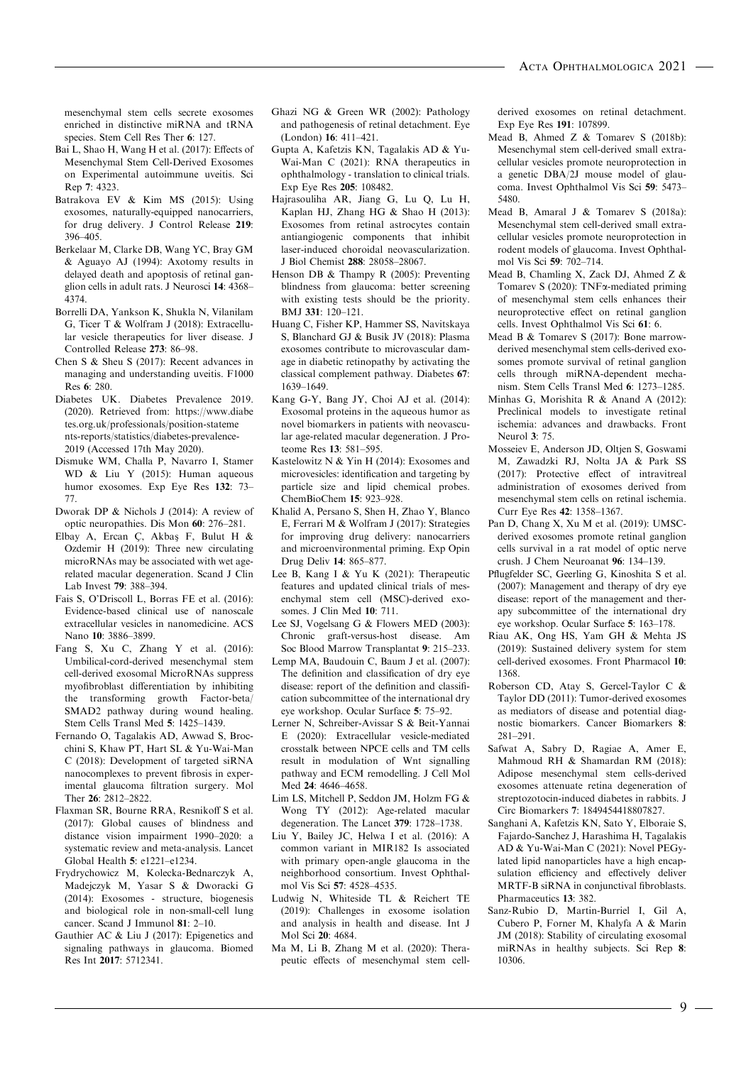mesenchymal stem cells secrete exosomes enriched in distinctive miRNA and tRNA species. Stem Cell Res Ther **6**: 127.

Bai L, Shao H, Wang H et al. (2017): Effects of Mesenchymal Stem Cell-Derived Exosomes on Experimental autoimmune uveitis. Sci Rep **7**: 4323.

Batrakova EV & Kim MS (2015): Using exosomes, naturally-equipped nanocarriers, for drug delivery. J Control Release **219**: 396–405.

Berkelaar M, Clarke DB, Wang YC, Bray GM & Aguayo AJ (1994): Axotomy results in delayed death and apoptosis of retinal ganglion cells in adult rats. J Neurosci **14**: 4368–4374.

Borrelli DA, Yankson K, Shukla N, Vilanilam G, Ticer T & Wolfram J (2018): Extracellular vesicle therapeutics for liver disease. J Controlled Release **273**: 86–98.

Chen S & Sheu S (2017): Recent advances in managing and understanding uveitis. F1000 Res **6**: 280.

Diabetes UK. Diabetes Prevalence 2019. (2020). Retrieved from: https://www.diabetes.org.uk/professionals/position-statements-reports/statistics/diabetes-prevalence-2019 (Accessed 17th May 2020).

Dismuke WM, Challa P, Navarro I, Stamer WD & Liu Y (2015): Human aqueous humor exosomes. Exp Eye Res **132**: 73–77.

Dworak DP & Nichols J (2014): A review of optic neuropathies. Dis Mon **60**: 276–281.

Elbay A, Ercan Ç, Akbaş F, Bulut H & Ozdemir H (2019): Three new circulating microRNAs may be associated with wet age-related macular degeneration. Scand J Clin Lab Invest **79**: 388–394.

Fais S, O'Driscoll L, Borras FE et al. (2016): Evidence-based clinical use of nanoscale extracellular vesicles in nanomedicine. ACS Nano **10**: 3886–3899.

Fang S, Xu C, Zhang Y et al. (2016): Umbilical-cord-derived mesenchymal stem cell-derived exosomal MicroRNAs suppress myofibroblast differentiation by inhibiting the transforming growth Factor-beta/SMAD2 pathway during wound healing. Stem Cells Transl Med **5**: 1425–1439.

Fernando O, Tagalakis AD, Awwad S, Brocchini S, Khaw PT, Hart SL & Yu-Wai-Man C (2018): Development of targeted siRNA nanocomplexes to prevent fibrosis in experimental glaucoma filtration surgery. Mol Ther **26**: 2812–2822.

Flaxman SR, Bourne RRA, Resnikoff S et al. (2017): Global causes of blindness and distance vision impairment 1990–2020: a systematic review and meta-analysis. Lancet Global Health **5**: e1221–e1234.

Frydrychowicz M, Kolecka-Bednarczyk A, Madejczyk M, Yasar S & Dworacki G (2014): Exosomes - structure, biogenesis and biological role in non-small-cell lung cancer. Scand J Immunol **81**: 2–10.

Gauthier AC & Liu J (2017): Epigenetics and signaling pathways in glaucoma. Biomed Res Int **2017**: 5712341.

Ghazi NG & Green WR (2002): Pathology and pathogenesis of retinal detachment. Eye (London) **16**: 411–421.

Gupta A, Kafetzis KN, Tagalakis AD & Yu-Wai-Man C (2021): RNA therapeutics in ophthalmology - translation to clinical trials. Exp Eye Res **205**: 108482.

Hajrasouliha AR, Jiang G, Lu Q, Lu H, Kaplan HJ, Zhang HG & Shao H (2013): Exosomes from retinal astrocytes contain antiangiogenic components that inhibit laser-induced choroidal neovascularization. J Biol Chemist **288**: 28058–28067.

Henson DB & Thampy R (2005): Preventing blindness from glaucoma: better screening with existing tests should be the priority. BMJ **331**: 120–121.

Huang C, Fisher KP, Hammer SS, Navitskaya S, Blanchard GJ & Busik JV (2018): Plasma exosomes contribute to microvascular damage in diabetic retinopathy by activating the classical complement pathway. Diabetes **67**: 1639–1649.

Kang G-Y, Bang JY, Choi AJ et al. (2014): Exosomal proteins in the aqueous humor as novel biomarkers in patients with neovascular age-related macular degeneration. J Proteome Res **13**: 581–595.

Kastelowitz N & Yin H (2014): Exosomes and microvesicles: identification and targeting by particle size and lipid chemical probes. ChemBioChem **15**: 923–928.

Khalid A, Persano S, Shen H, Zhao Y, Blanco E, Ferrari M & Wolfram J (2017): Strategies for improving drug delivery: nanocarriers and microenvironmental priming. Exp Opin Drug Deliv **14**: 865–877.

Lee B, Kang I & Yu K (2021): Therapeutic features and updated clinical trials of mesenchymal stem cell (MSC)-derived exosomes. J Clin Med **10**: 711.

Lee SJ, Vogelsang G & Flowers MED (2003): Chronic graft-versus-host disease. Am Soc Blood Marrow Transplantat **9**: 215–233.

Lemp MA, Baudouin C, Baum J et al. (2007): The definition and classification of dry eye disease: report of the definition and classification subcommittee of the international dry eye workshop. Ocular Surface **5**: 75–92.

Lerner N, Schreiber-Avissar S & Beit-Yannai E (2020): Extracellular vesicle-mediated crosstalk between NPCE cells and TM cells result in modulation of Wnt signalling pathway and ECM remodelling. J Cell Mol Med **24**: 4646–4658.

Lim LS, Mitchell P, Seddon JM, Holzm FG & Wong TY (2012): Age-related macular degeneration. The Lancet **379**: 1728–1738.

Liu Y, Bailey JC, Helwa I et al. (2016): A common variant in MIR182 Is associated with primary open-angle glaucoma in the neighborhood consortium. Invest Ophthalmol Vis Sci **57**: 4528–4535.

Ludwig N, Whiteside TL & Reichert TE (2019): Challenges in exosome isolation and analysis in health and disease. Int J Mol Sci **20**: 4684.

Ma M, Li B, Zhang M et al. (2020): Therapeutic effects of mesenchymal stem cell-derived exosomes on retinal detachment. Exp Eye Res **191**: 107899.

Mead B, Ahmed Z & Tomarev S (2018b): Mesenchymal stem cell-derived small extracellular vesicles promote neuroprotection in a genetic DBA/2J mouse model of glaucoma. Invest Ophthalmol Vis Sci **59**: 5473–5480.

Mead B, Amaral J & Tomarev S (2018a): Mesenchymal stem cell-derived small extracellular vesicles promote neuroprotection in rodent models of glaucoma. Invest Ophthalmol Vis Sci **59**: 702–714.

Mead B, Chamling X, Zack DJ, Ahmed Z & Tomarev S (2020): TNFα-mediated priming of mesenchymal stem cells enhances their neuroprotective effect on retinal ganglion cells. Invest Ophthalmol Vis Sci **61**: 6.

Mead B & Tomarev S (2017): Bone marrow-derived mesenchymal stem cells-derived exosomes promote survival of retinal ganglion cells through miRNA-dependent mechanism. Stem Cells Transl Med **6**: 1273–1285.

Minhas G, Morishita R & Anand A (2012): Preclinical models to investigate retinal ischemia: advances and drawbacks. Front Neurol **3**: 75.

Mosseiev E, Anderson JD, Oltjen S, Goswami M, Zawadzki RJ, Nolta JA & Park SS (2017): Protective effect of intravitreal administration of exosomes derived from mesenchymal stem cells on retinal ischemia. Curr Eye Res **42**: 1358–1367.

Pan D, Chang X, Xu M et al. (2019): UMSC-derived exosomes promote retinal ganglion cells survival in a rat model of optic nerve crush. J Chem Neuroanat **96**: 134–139.

Pflugfelder SC, Geerling G, Kinoshita S et al. (2007): Management and therapy of dry eye disease: report of the management and therapy subcommittee of the international dry eye workshop. Ocular Surface **5**: 163–178.

Riau AK, Ong HS, Yam GH & Mehta JS (2019): Sustained delivery system for stem cell-derived exosomes. Front Pharmacol **10**: 1368.

Roberson CD, Atay S, Gercel-Taylor C & Taylor DD (2011): Tumor-derived exosomes as mediators of disease and potential diagnostic biomarkers. Cancer Biomarkers **8**: 281–291.

Safwat A, Sabry D, Ragiae A, Amer E, Mahmoud RH & Shamardan RM (2018): Adipose mesenchymal stem cells-derived exosomes attenuate retina degeneration of streptozotocin-induced diabetes in rabbits. J Circ Biomarkers **7**: 1849454418807827.

Sanghani A, Kafetzis KN, Sato Y, Elboraie S, Fajardo-Sanchez J, Harashima H, Tagalakis AD & Yu-Wai-Man C (2021): Novel PEGylated lipid nanoparticles have a high encapsulation efficiency and effectively deliver MRTF-B siRNA in conjunctival fibroblasts. Pharmaceutics **13**: 382.

Sanz-Rubio D, Martin-Burriel I, Gil A, Cubero P, Forner M, Khalyfa A & Marin JM (2018): Stability of circulating exosomal miRNAs in healthy subjects. Sci Rep **8**: 10306.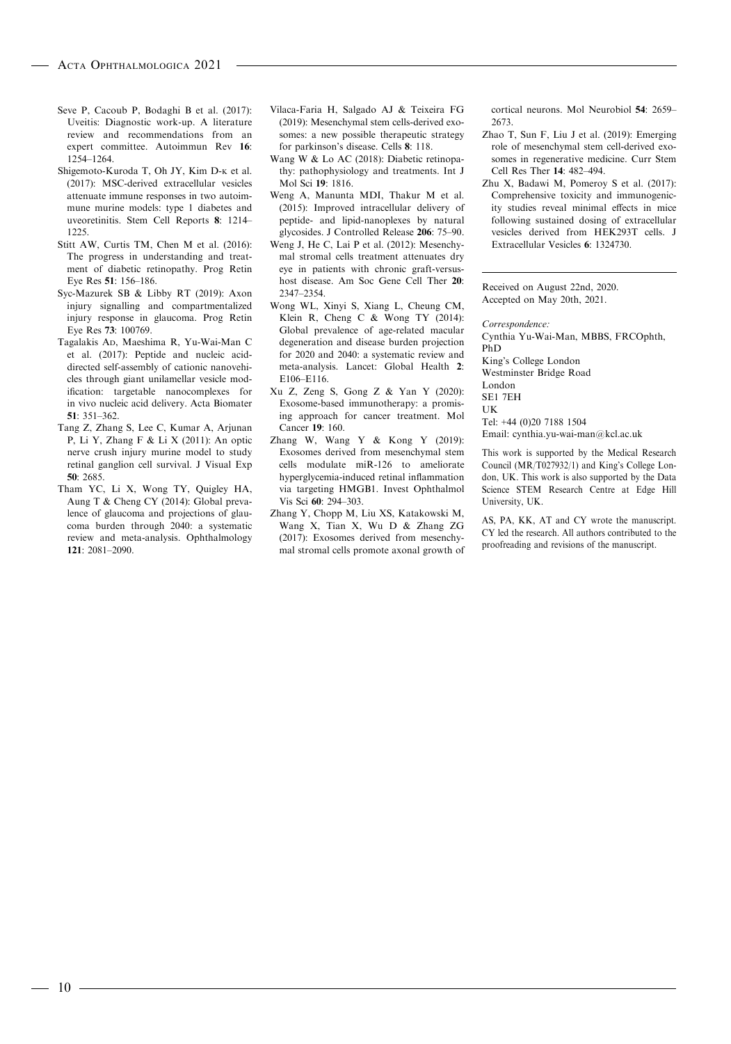Seve P, Cacoub P, Bodaghi B et al. (2017): Uveitis: Diagnostic work-up. A literature review and recommendations from an expert committee. Autoimmun Rev **16**: 1254–1264.

Shigemoto-Kuroda T, Oh JY, Kim D-κ et al. (2017): MSC-derived extracellular vesicles attenuate immune responses in two autoimmune murine models: type 1 diabetes and uveoretinitis. Stem Cell Reports **8**: 1214–1225.

Stitt AW, Curtis TM, Chen M et al. (2016): The progress in understanding and treatment of diabetic retinopathy. Prog Retin Eye Res **51**: 156–186.

Syc-Mazurek SB & Libby RT (2019): Axon injury signalling and compartmentalized injury response in glaucoma. Prog Retin Eye Res **73**: 100769.

Tagalakis AD, Maeshima R, Yu-Wai-Man C et al. (2017): Peptide and nucleic acid-directed self-assembly of cationic nanovehicles through giant unilamellar vesicle modification: targetable nanocomplexes for in vivo nucleic acid delivery. Acta Biomater **51**: 351–362.

Tang Z, Zhang S, Lee C, Kumar A, Arjunan P, Li Y, Zhang F & Li X (2011): An optic nerve crush injury murine model to study retinal ganglion cell survival. J Visual Exp **50**: 2685.

Tham YC, Li X, Wong TY, Quigley HA, Aung T & Cheng CY (2014): Global prevalence of glaucoma and projections of glaucoma burden through 2040: a systematic review and meta-analysis. Ophthalmology **121**: 2081–2090.

Vilaca-Faria H, Salgado AJ & Teixeira FG (2019): Mesenchymal stem cells-derived exosomes: a new possible therapeutic strategy for parkinson's disease. Cells **8**: 118.

Wang W & Lo AC (2018): Diabetic retinopathy: pathophysiology and treatments. Int J Mol Sci **19**: 1816.

Weng A, Manunta MDI, Thakur M et al. (2015): Improved intracellular delivery of peptide- and lipid-nanoplexes by natural glycosides. J Controlled Release **206**: 75–90.

Weng J, He C, Lai P et al. (2012): Mesenchymal stromal cells treatment attenuates dry eye in patients with chronic graft-versus-host disease. Am Soc Gene Cell Ther **20**: 2347–2354.

Wong WL, Xinyi S, Xiang L, Cheung CM, Klein R, Cheng C & Wong TY (2014): Global prevalence of age-related macular degeneration and disease burden projection for 2020 and 2040: a systematic review and meta-analysis. Lancet: Global Health **2**: E106–E116.

Xu Z, Zeng S, Gong Z & Yan Y (2020): Exosome-based immunotherapy: a promising approach for cancer treatment. Mol Cancer **19**: 160.

Zhang W, Wang Y & Kong Y (2019): Exosomes derived from mesenchymal stem cells modulate miR-126 to ameliorate hyperglycemia-induced retinal inflammation via targeting HMGB1. Invest Ophthalmol Vis Sci **60**: 294–303.

Zhang Y, Chopp M, Liu XS, Katakowski M, Wang X, Tian X, Wu D & Zhang ZG (2017): Exosomes derived from mesenchymal stromal cells promote axonal growth of cortical neurons. Mol Neurobiol **54**: 2659–2673.

Zhao T, Sun F, Liu J et al. (2019): Emerging role of mesenchymal stem cell-derived exosomes in regenerative medicine. Curr Stem Cell Res Ther **14**: 482–494.

Zhu X, Badawi M, Pomeroy S et al. (2017): Comprehensive toxicity and immunogenicity studies reveal minimal effects in mice following sustained dosing of extracellular vesicles derived from HEK293T cells. J Extracellular Vesicles **6**: 1324730.

---

Received on August 22nd, 2020.
Accepted on May 20th, 2021.

*Correspondence:*
Cynthia Yu-Wai-Man, MBBS, FRCOphth, PhD
King's College London
Westminster Bridge Road
London
SE1 7EH
UK
Tel: +44 (0)20 7188 1504
Email: cynthia.yu-wai-man@kcl.ac.uk

This work is supported by the Medical Research Council (MR/T027932/1) and King's College London, UK. This work is also supported by the Data Science STEM Research Centre at Edge Hill University, UK.

AS, PA, KK, AT and CY wrote the manuscript. CY led the research. All authors contributed to the proofreading and revisions of the manuscript.